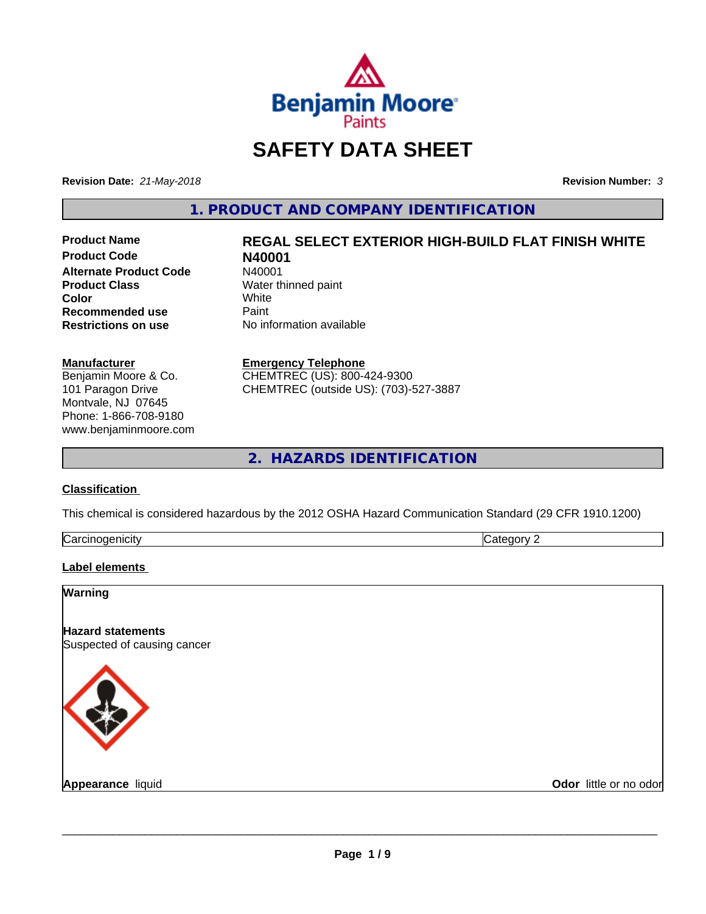# SAFETY DATA SHEET

**Revision Date:** *21-May-2018* **Revision Number:** *3*

## 1. PRODUCT AND COMPANY IDENTIFICATION

| | |
|---|---|
| **Product Name** | **REGAL SELECT EXTERIOR HIGH-BUILD FLAT FINISH WHITE** |
| **Product Code** | **N40001** |
| **Alternate Product Code** | N40001 |
| **Product Class** | Water thinned paint |
| **Color** | White |
| **Recommended use** | Paint |
| **Restrictions on use** | No information available |

**Manufacturer**
Benjamin Moore & Co.
101 Paragon Drive
Montvale, NJ 07645
Phone: 1-866-708-9180
www.benjaminmoore.com

**Emergency Telephone**
CHEMTREC (US): 800-424-9300
CHEMTREC (outside US): (703)-527-3887

## 2. HAZARDS IDENTIFICATION

**Classification**

This chemical is considered hazardous by the 2012 OSHA Hazard Communication Standard (29 CFR 1910.1200)

| Carcinogenicity | Category 2 |
|---|---|

**Label elements**

**Warning**

**Hazard statements**
Suspected of causing cancer

**Appearance** liquid **Odor** little or no odor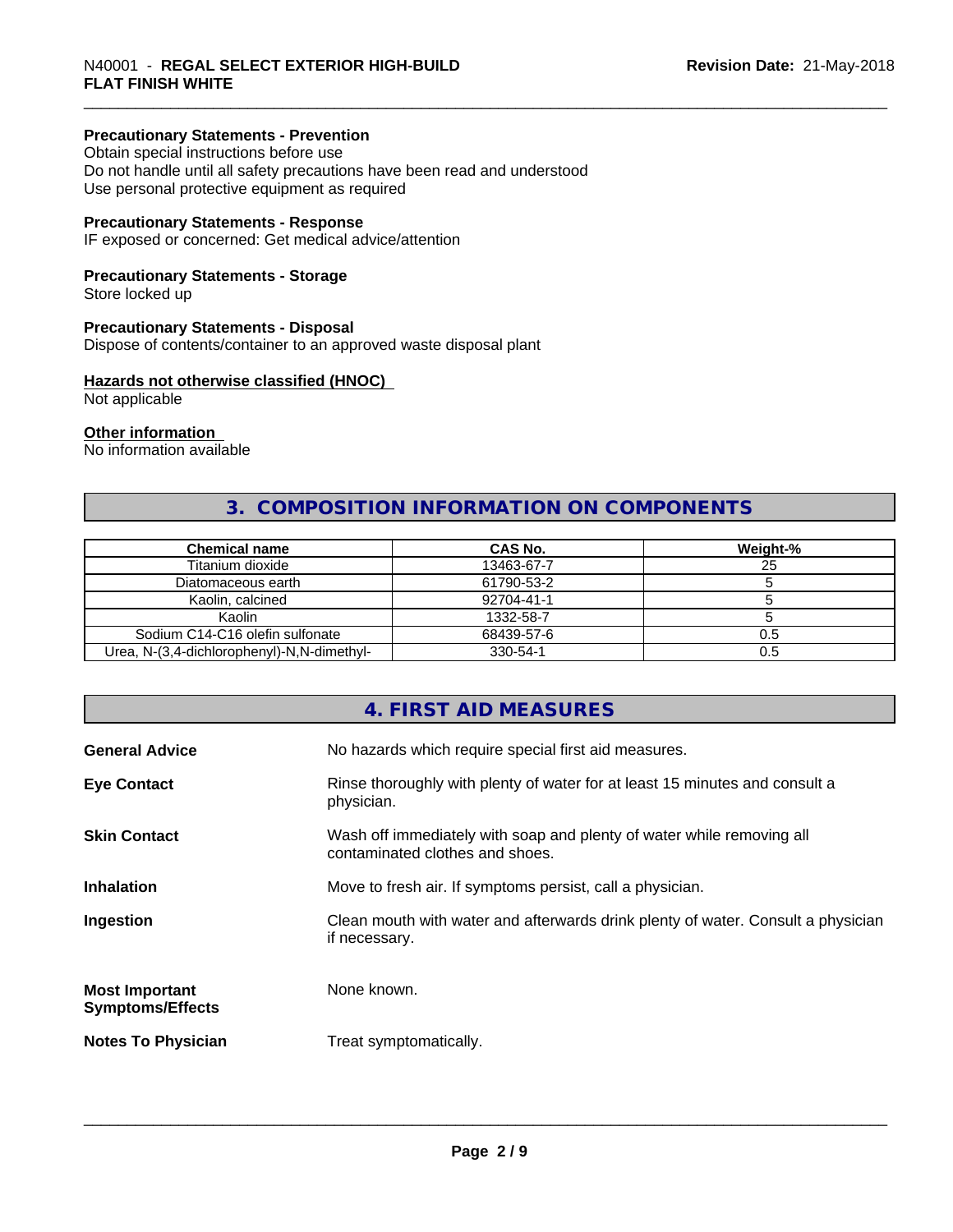#### Precautionary Statements - Prevention

Obtain special instructions before use
Do not handle until all safety precautions have been read and understood
Use personal protective equipment as required

#### Precautionary Statements - Response

IF exposed or concerned: Get medical advice/attention

#### Precautionary Statements - Storage

Store locked up

#### Precautionary Statements - Disposal

Dispose of contents/container to an approved waste disposal plant

#### Hazards not otherwise classified (HNOC)

Not applicable

#### Other information

No information available

## 3. COMPOSITION INFORMATION ON COMPONENTS

| Chemical name | CAS No. | Weight-% |
|---|---|---|
| Titanium dioxide | 13463-67-7 | 25 |
| Diatomaceous earth | 61790-53-2 | 5 |
| Kaolin, calcined | 92704-41-1 | 5 |
| Kaolin | 1332-58-7 | 5 |
| Sodium C14-C16 olefin sulfonate | 68439-57-6 | 0.5 |
| Urea, N-(3,4-dichlorophenyl)-N,N-dimethyl- | 330-54-1 | 0.5 |

## 4. FIRST AID MEASURES

**General Advice** No hazards which require special first aid measures.

**Eye Contact** Rinse thoroughly with plenty of water for at least 15 minutes and consult a physician.

**Skin Contact** Wash off immediately with soap and plenty of water while removing all contaminated clothes and shoes.

**Inhalation** Move to fresh air. If symptoms persist, call a physician.

**Ingestion** Clean mouth with water and afterwards drink plenty of water. Consult a physician if necessary.

**Most Important Symptoms/Effects** None known.

**Notes To Physician** Treat symptomatically.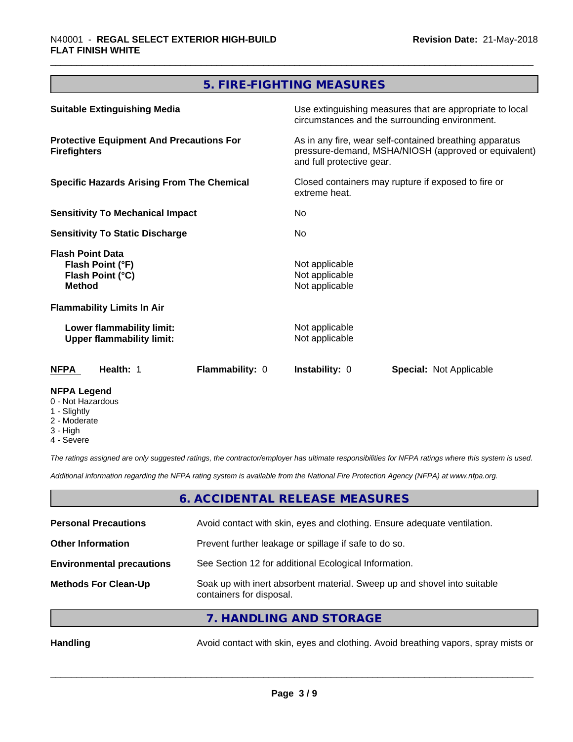## 5. FIRE-FIGHTING MEASURES

| | |
|---|---|
| **Suitable Extinguishing Media** | Use extinguishing measures that are appropriate to local circumstances and the surrounding environment. |
| **Protective Equipment And Precautions For Firefighters** | As in any fire, wear self-contained breathing apparatus pressure-demand, MSHA/NIOSH (approved or equivalent) and full protective gear. |
| **Specific Hazards Arising From The Chemical** | Closed containers may rupture if exposed to fire or extreme heat. |
| **Sensitivity To Mechanical Impact** | No |
| **Sensitivity To Static Discharge** | No |
| **Flash Point Data** | |
| **Flash Point (°F)** | Not applicable |
| **Flash Point (°C)** | Not applicable |
| **Method** | Not applicable |
| **Flammability Limits In Air** | |
| **Lower flammability limit:** | Not applicable |
| **Upper flammability limit:** | Not applicable |

| NFPA | Health: 1 | Flammability: 0 | Instability: 0 | Special: Not Applicable |
|---|---|---|---|---|

**NFPA Legend**
0 - Not Hazardous
1 - Slightly
2 - Moderate
3 - High
4 - Severe

*The ratings assigned are only suggested ratings, the contractor/employer has ultimate responsibilities for NFPA ratings where this system is used.*

*Additional information regarding the NFPA rating system is available from the National Fire Protection Agency (NFPA) at www.nfpa.org.*

## 6. ACCIDENTAL RELEASE MEASURES

| | |
|---|---|
| **Personal Precautions** | Avoid contact with skin, eyes and clothing. Ensure adequate ventilation. |
| **Other Information** | Prevent further leakage or spillage if safe to do so. |
| **Environmental precautions** | See Section 12 for additional Ecological Information. |
| **Methods For Clean-Up** | Soak up with inert absorbent material. Sweep up and shovel into suitable containers for disposal. |

## 7. HANDLING AND STORAGE

| | |
|---|---|
| **Handling** | Avoid contact with skin, eyes and clothing. Avoid breathing vapors, spray mists or |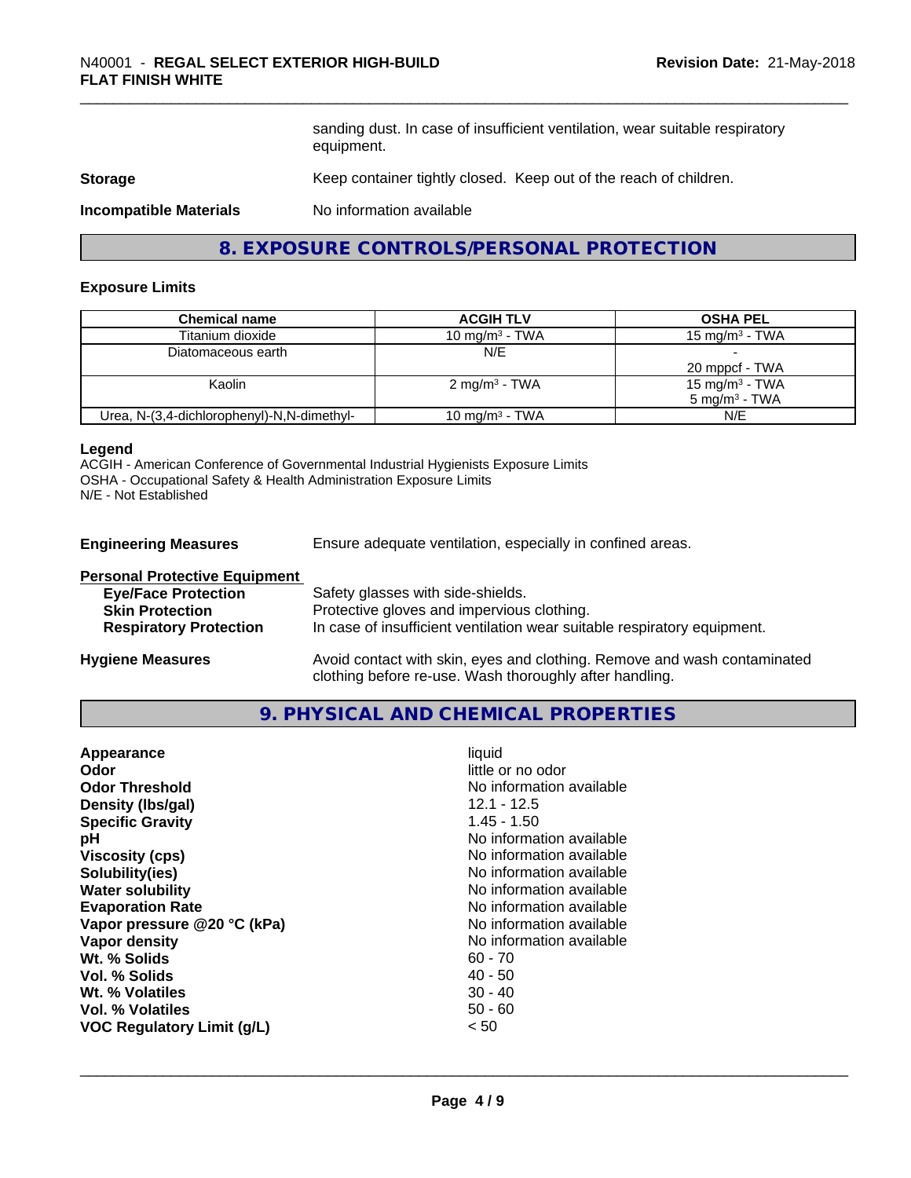| | |
|---|---|
| | sanding dust. In case of insufficient ventilation, wear suitable respiratory equipment. |
| **Storage** | Keep container tightly closed. Keep out of the reach of children. |
| **Incompatible Materials** | No information available |

## 8. EXPOSURE CONTROLS/PERSONAL PROTECTION

### Exposure Limits

| Chemical name | ACGIH TLV | OSHA PEL |
|---|---|---|
| Titanium dioxide | 10 mg/m³ - TWA | 15 mg/m³ - TWA |
| Diatomaceous earth | N/E | -<br>20 mppcf - TWA |
| Kaolin | 2 mg/m³ - TWA | 15 mg/m³ - TWA<br>5 mg/m³ - TWA |
| Urea, N-(3,4-dichlorophenyl)-N,N-dimethyl- | 10 mg/m³ - TWA | N/E |

**Legend**
ACGIH - American Conference of Governmental Industrial Hygienists Exposure Limits
OSHA - Occupational Safety & Health Administration Exposure Limits
N/E - Not Established

**Engineering Measures** Ensure adequate ventilation, especially in confined areas.

**Personal Protective Equipment**

- **Eye/Face Protection** Safety glasses with side-shields.
- **Skin Protection** Protective gloves and impervious clothing.
- **Respiratory Protection** In case of insufficient ventilation wear suitable respiratory equipment.

**Hygiene Measures** Avoid contact with skin, eyes and clothing. Remove and wash contaminated clothing before re-use. Wash thoroughly after handling.

## 9. PHYSICAL AND CHEMICAL PROPERTIES

| | |
|---|---|
| **Appearance** | liquid |
| **Odor** | little or no odor |
| **Odor Threshold** | No information available |
| **Density (lbs/gal)** | 12.1 - 12.5 |
| **Specific Gravity** | 1.45 - 1.50 |
| **pH** | No information available |
| **Viscosity (cps)** | No information available |
| **Solubility(ies)** | No information available |
| **Water solubility** | No information available |
| **Evaporation Rate** | No information available |
| **Vapor pressure @20 °C (kPa)** | No information available |
| **Vapor density** | No information available |
| **Wt. % Solids** | 60 - 70 |
| **Vol. % Solids** | 40 - 50 |
| **Wt. % Volatiles** | 30 - 40 |
| **Vol. % Volatiles** | 50 - 60 |
| **VOC Regulatory Limit (g/L)** | < 50 |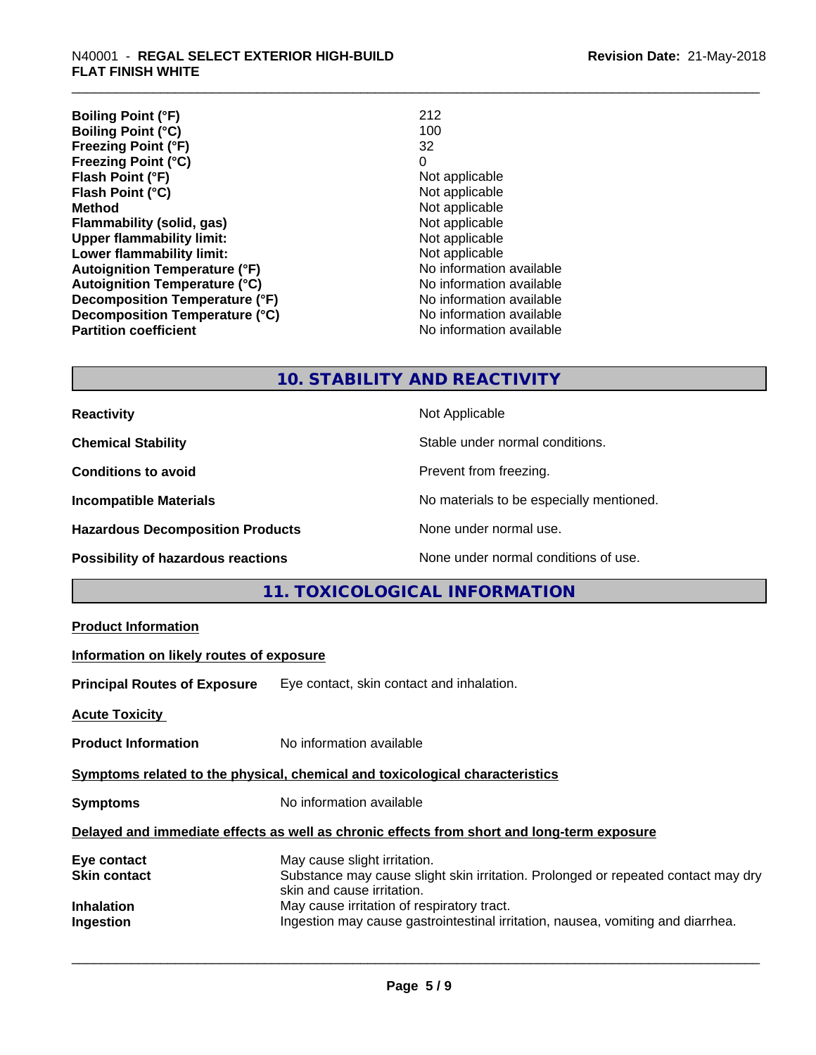| | |
|---|---|
| **Boiling Point (°F)** | 212 |
| **Boiling Point (°C)** | 100 |
| **Freezing Point (°F)** | 32 |
| **Freezing Point (°C)** | 0 |
| **Flash Point (°F)** | Not applicable |
| **Flash Point (°C)** | Not applicable |
| **Method** | Not applicable |
| **Flammability (solid, gas)** | Not applicable |
| **Upper flammability limit:** | Not applicable |
| **Lower flammability limit:** | Not applicable |
| **Autoignition Temperature (°F)** | No information available |
| **Autoignition Temperature (°C)** | No information available |
| **Decomposition Temperature (°F)** | No information available |
| **Decomposition Temperature (°C)** | No information available |
| **Partition coefficient** | No information available |

## 10. STABILITY AND REACTIVITY

| | |
|---|---|
| **Reactivity** | Not Applicable |
| **Chemical Stability** | Stable under normal conditions. |
| **Conditions to avoid** | Prevent from freezing. |
| **Incompatible Materials** | No materials to be especially mentioned. |
| **Hazardous Decomposition Products** | None under normal use. |
| **Possibility of hazardous reactions** | None under normal conditions of use. |

## 11. TOXICOLOGICAL INFORMATION

**Product Information**

**Information on likely routes of exposure**

**Principal Routes of Exposure** Eye contact, skin contact and inhalation.

**Acute Toxicity**

**Product Information** No information available

**Symptoms related to the physical, chemical and toxicological characteristics**

**Symptoms** No information available

**Delayed and immediate effects as well as chronic effects from short and long-term exposure**

| | |
|---|---|
| **Eye contact** | May cause slight irritation. |
| **Skin contact** | Substance may cause slight skin irritation. Prolonged or repeated contact may dry skin and cause irritation. |
| **Inhalation** | May cause irritation of respiratory tract. |
| **Ingestion** | Ingestion may cause gastrointestinal irritation, nausea, vomiting and diarrhea. |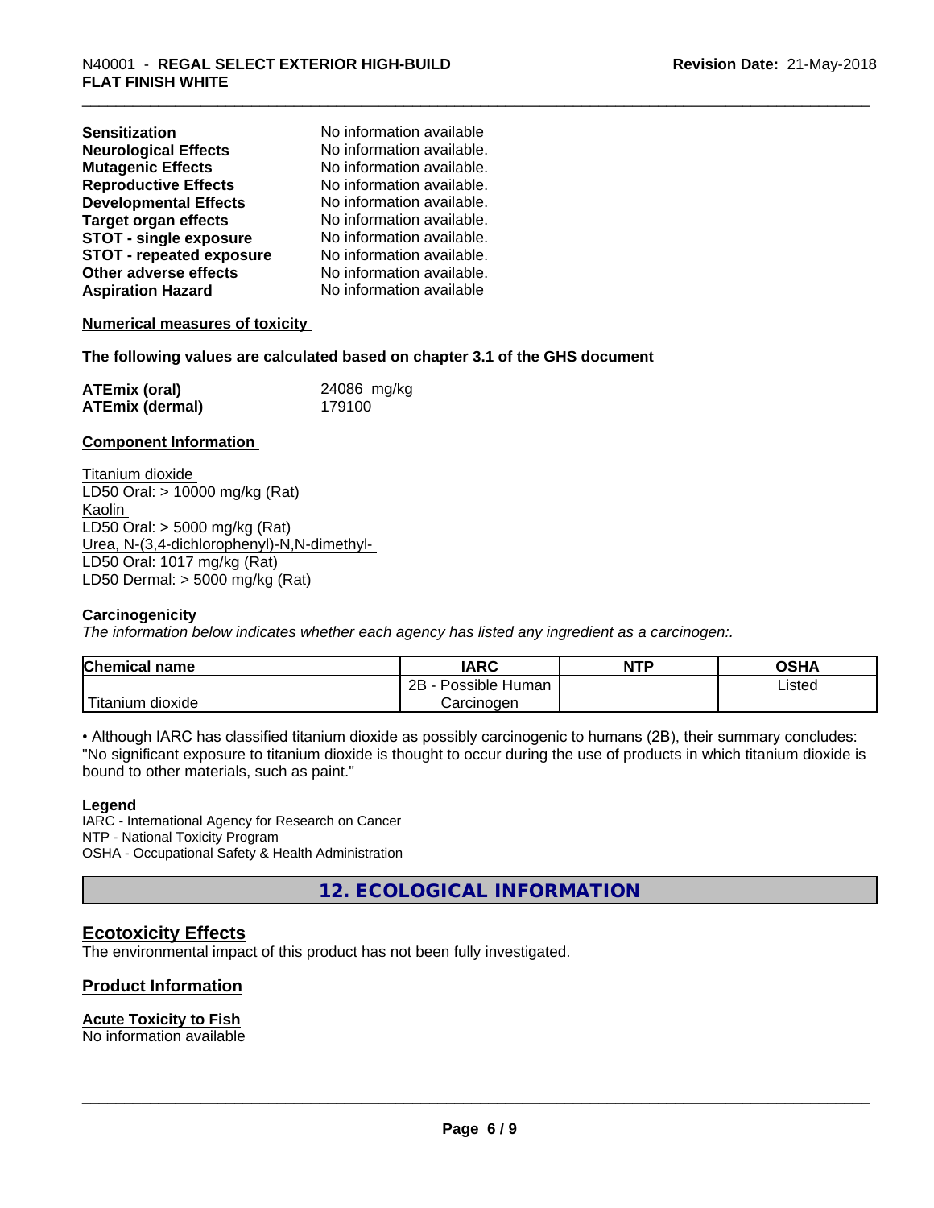| | |
|---|---|
| **Sensitization** | No information available |
| **Neurological Effects** | No information available. |
| **Mutagenic Effects** | No information available. |
| **Reproductive Effects** | No information available. |
| **Developmental Effects** | No information available. |
| **Target organ effects** | No information available. |
| **STOT - single exposure** | No information available. |
| **STOT - repeated exposure** | No information available. |
| **Other adverse effects** | No information available. |
| **Aspiration Hazard** | No information available |

**Numerical measures of toxicity**

**The following values are calculated based on chapter 3.1 of the GHS document**

| | |
|---|---|
| **ATEmix (oral)** | 24086 mg/kg |
| **ATEmix (dermal)** | 179100 |

**Component Information**

Titanium dioxide
LD50 Oral: > 10000 mg/kg (Rat)
Kaolin
LD50 Oral: > 5000 mg/kg (Rat)
Urea, N-(3,4-dichlorophenyl)-N,N-dimethyl-
LD50 Oral: 1017 mg/kg (Rat)
LD50 Dermal: > 5000 mg/kg (Rat)

**Carcinogenicity**

*The information below indicates whether each agency has listed any ingredient as a carcinogen:.*

| Chemical name | IARC | NTP | OSHA |
|---|---|---|---|
| Titanium dioxide | 2B - Possible Human Carcinogen | | Listed |

• Although IARC has classified titanium dioxide as possibly carcinogenic to humans (2B), their summary concludes: "No significant exposure to titanium dioxide is thought to occur during the use of products in which titanium dioxide is bound to other materials, such as paint."

**Legend**

IARC - International Agency for Research on Cancer
NTP - National Toxicity Program
OSHA - Occupational Safety & Health Administration

## 12. ECOLOGICAL INFORMATION

### Ecotoxicity Effects

The environmental impact of this product has not been fully investigated.

### Product Information

**Acute Toxicity to Fish**

No information available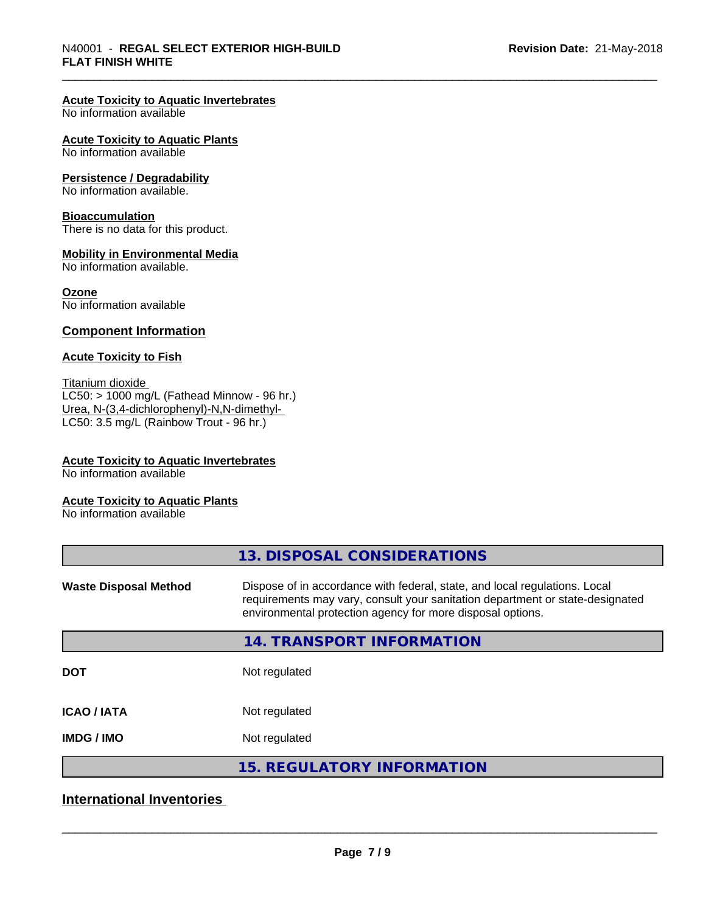**Acute Toxicity to Aquatic Invertebrates**
No information available

**Acute Toxicity to Aquatic Plants**
No information available

**Persistence / Degradability**
No information available.

**Bioaccumulation**
There is no data for this product.

**Mobility in Environmental Media**
No information available.

**Ozone**
No information available

## Component Information

**Acute Toxicity to Fish**

Titanium dioxide
LC50: > 1000 mg/L (Fathead Minnow - 96 hr.)
Urea, N-(3,4-dichlorophenyl)-N,N-dimethyl-
LC50: 3.5 mg/L (Rainbow Trout - 96 hr.)

**Acute Toxicity to Aquatic Invertebrates**
No information available

**Acute Toxicity to Aquatic Plants**
No information available

## 13. DISPOSAL CONSIDERATIONS

| | |
|---|---|
| **Waste Disposal Method** | Dispose of in accordance with federal, state, and local regulations. Local requirements may vary, consult your sanitation department or state-designated environmental protection agency for more disposal options. |

## 14. TRANSPORT INFORMATION

| | |
|---|---|
| **DOT** | Not regulated |
| **ICAO / IATA** | Not regulated |
| **IMDG / IMO** | Not regulated |

## 15. REGULATORY INFORMATION

## International Inventories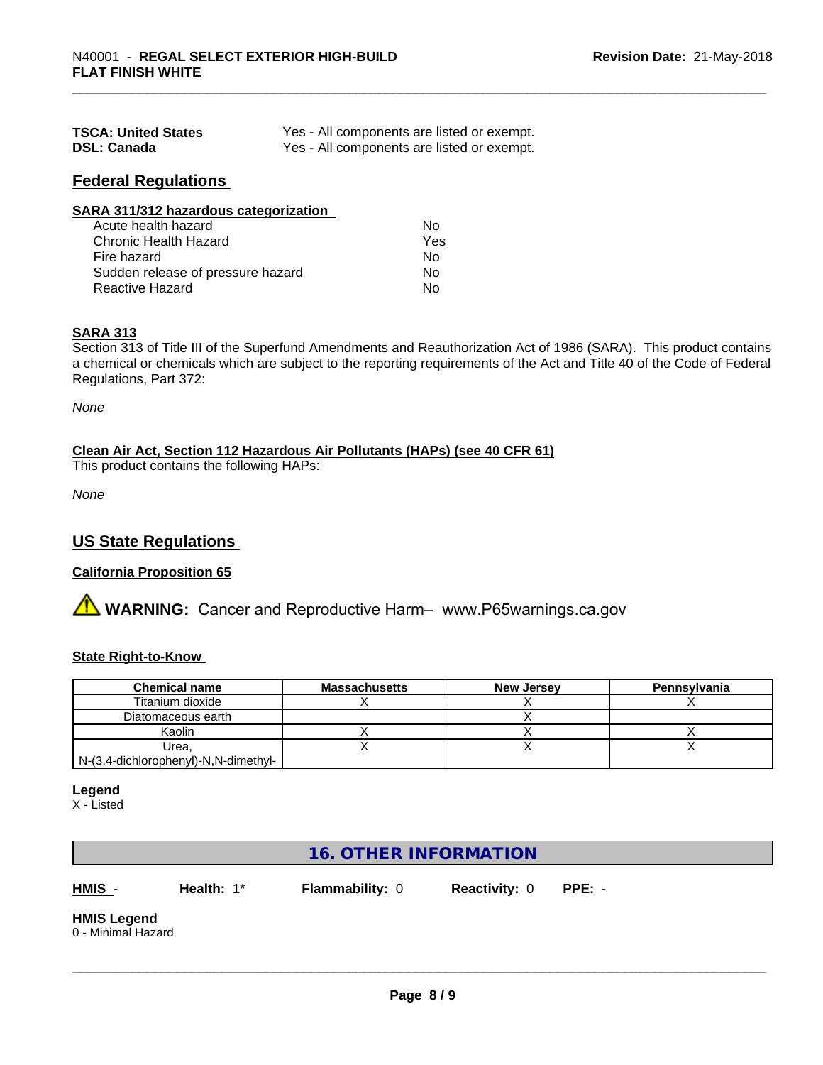| | |
|---|---|
| **TSCA: United States** | Yes - All components are listed or exempt. |
| **DSL: Canada** | Yes - All components are listed or exempt. |

## Federal Regulations

**SARA 311/312 hazardous categorization**

| | |
|---|---|
| Acute health hazard | No |
| Chronic Health Hazard | Yes |
| Fire hazard | No |
| Sudden release of pressure hazard | No |
| Reactive Hazard | No |

**SARA 313**

Section 313 of Title III of the Superfund Amendments and Reauthorization Act of 1986 (SARA). This product contains a chemical or chemicals which are subject to the reporting requirements of the Act and Title 40 of the Code of Federal Regulations, Part 372:

*None*

**Clean Air Act, Section 112 Hazardous Air Pollutants (HAPs) (see 40 CFR 61)**

This product contains the following HAPs:

*None*

## US State Regulations

**California Proposition 65**

⚠ **WARNING:** Cancer and Reproductive Harm– www.P65warnings.ca.gov

**State Right-to-Know**

| Chemical name | Massachusetts | New Jersey | Pennsylvania |
|---|---|---|---|
| Titanium dioxide | X | X | X |
| Diatomaceous earth | | X | |
| Kaolin | X | X | X |
| Urea, N-(3,4-dichlorophenyl)-N,N-dimethyl- | X | X | X |

**Legend**

X - Listed

## 16. OTHER INFORMATION

**HMIS** - **Health:** 1* **Flammability:** 0 **Reactivity:** 0 **PPE:** -

**HMIS Legend**

0 - Minimal Hazard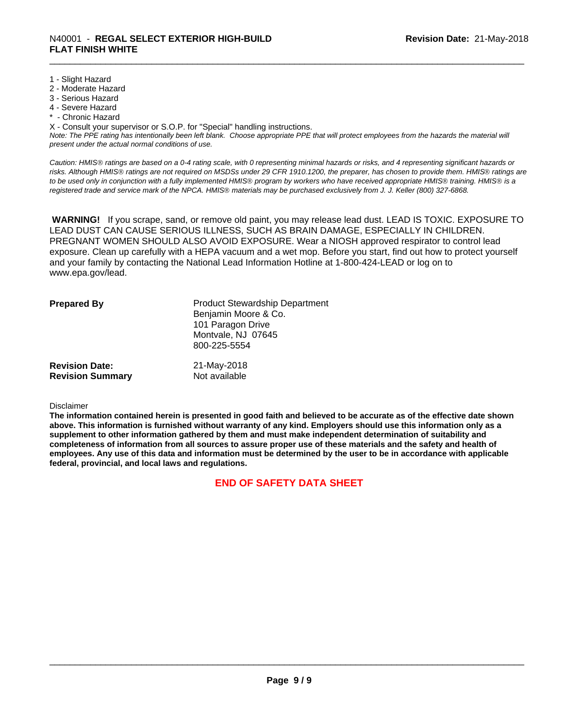1 - Slight Hazard
2 - Moderate Hazard
3 - Serious Hazard
4 - Severe Hazard
* - Chronic Hazard
X - Consult your supervisor or S.O.P. for "Special" handling instructions.

*Note: The PPE rating has intentionally been left blank. Choose appropriate PPE that will protect employees from the hazards the material will present under the actual normal conditions of use.*

*Caution: HMIS® ratings are based on a 0-4 rating scale, with 0 representing minimal hazards or risks, and 4 representing significant hazards or risks. Although HMIS® ratings are not required on MSDSs under 29 CFR 1910.1200, the preparer, has chosen to provide them. HMIS® ratings are to be used only in conjunction with a fully implemented HMIS® program by workers who have received appropriate HMIS® training. HMIS® is a registered trade and service mark of the NPCA. HMIS® materials may be purchased exclusively from J. J. Keller (800) 327-6868.*

**WARNING!** If you scrape, sand, or remove old paint, you may release lead dust. LEAD IS TOXIC. EXPOSURE TO LEAD DUST CAN CAUSE SERIOUS ILLNESS, SUCH AS BRAIN DAMAGE, ESPECIALLY IN CHILDREN. PREGNANT WOMEN SHOULD ALSO AVOID EXPOSURE. Wear a NIOSH approved respirator to control lead exposure. Clean up carefully with a HEPA vacuum and a wet mop. Before you start, find out how to protect yourself and your family by contacting the National Lead Information Hotline at 1-800-424-LEAD or log on to www.epa.gov/lead.

| | |
|---|---|
| **Prepared By** | Product Stewardship Department<br>Benjamin Moore & Co.<br>101 Paragon Drive<br>Montvale, NJ 07645<br>800-225-5554 |
| **Revision Date:** | 21-May-2018 |
| **Revision Summary** | Not available |

Disclaimer

**The information contained herein is presented in good faith and believed to be accurate as of the effective date shown above. This information is furnished without warranty of any kind. Employers should use this information only as a supplement to other information gathered by them and must make independent determination of suitability and completeness of information from all sources to assure proper use of these materials and the safety and health of employees. Any use of this data and information must be determined by the user to be in accordance with applicable federal, provincial, and local laws and regulations.**

**END OF SAFETY DATA SHEET**